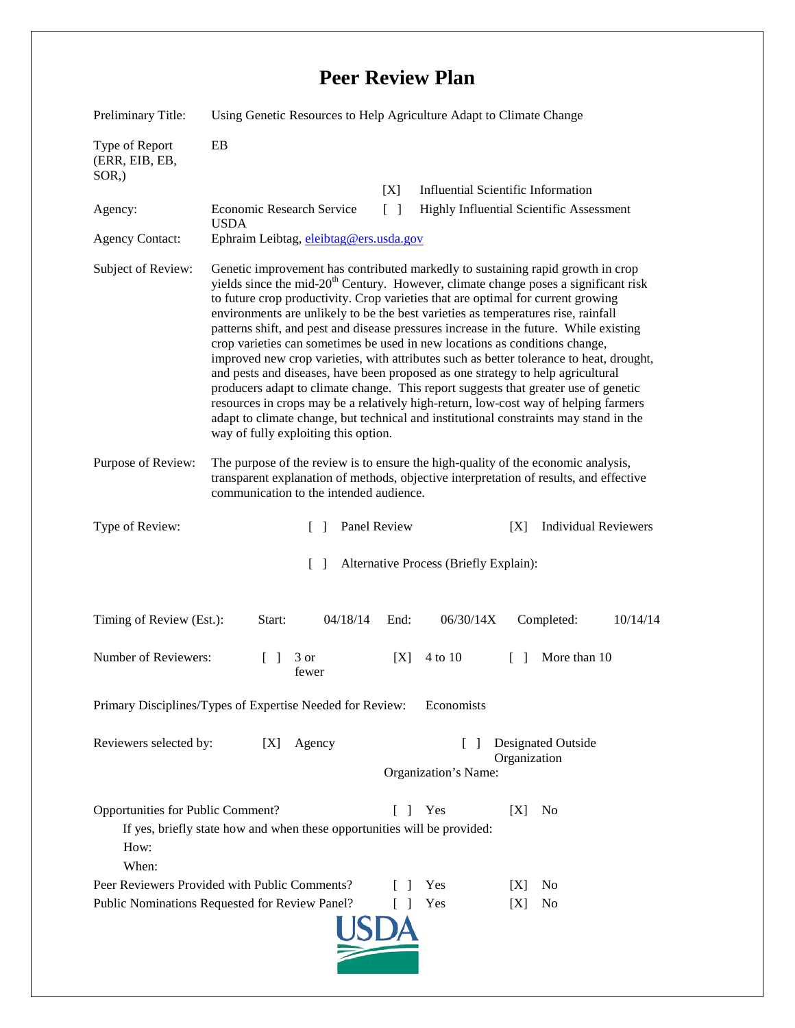# Peer Review Plan

Preliminary Title: Using Genetic Resources to Help Agriculture Adapt to Climate Change

Type of Report (ERR, EIB, EB, SOR,): EB

[X] Influential Scientific Information

[ ] Highly Influential Scientific Assessment

Agency: Economic Research Service USDA

Agency Contact: Ephraim Leibtag, eleibtag@ers.usda.gov

Subject of Review: Genetic improvement has contributed markedly to sustaining rapid growth in crop yields since the mid-20th Century. However, climate change poses a significant risk to future crop productivity. Crop varieties that are optimal for current growing environments are unlikely to be the best varieties as temperatures rise, rainfall patterns shift, and pest and disease pressures increase in the future. While existing crop varieties can sometimes be used in new locations as conditions change, improved new crop varieties, with attributes such as better tolerance to heat, drought, and pests and diseases, have been proposed as one strategy to help agricultural producers adapt to climate change. This report suggests that greater use of genetic resources in crops may be a relatively high-return, low-cost way of helping farmers adapt to climate change, but technical and institutional constraints may stand in the way of fully exploiting this option.

Purpose of Review: The purpose of the review is to ensure the high-quality of the economic analysis, transparent explanation of methods, objective interpretation of results, and effective communication to the intended audience.

Type of Review: [ ] Panel Review [X] Individual Reviewers

[ ] Alternative Process (Briefly Explain):

Timing of Review (Est.): Start: 04/18/14 End: 06/30/14X Completed: 10/14/14

Number of Reviewers: [ ] 3 or fewer [X] 4 to 10 [ ] More than 10

Primary Disciplines/Types of Expertise Needed for Review: Economists

Reviewers selected by: [X] Agency [ ] Designated Outside Organization

Organization's Name:

Opportunities for Public Comment? [ ] Yes [X] No

If yes, briefly state how and when these opportunities will be provided:

How:

When:

Peer Reviewers Provided with Public Comments? [ ] Yes [X] No

Public Nominations Requested for Review Panel? [ ] Yes [X] No